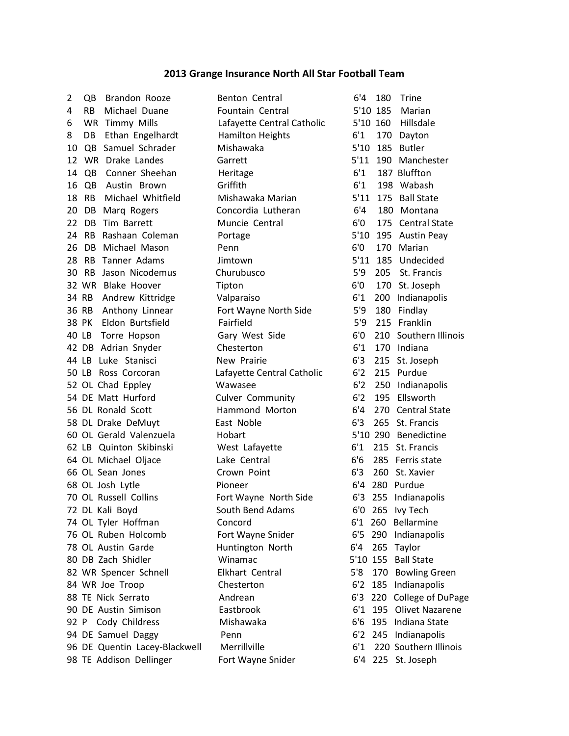# 2013 Grange Insurance North All Star Football Team

| | | | | | | |
|---|---|---|---|---|---|---|
| 2 | QB | Brandon Rooze | Benton Central | 6'4 | 180 | Trine |
| 4 | RB | Michael Duane | Fountain Central | 5'10 | 185 | Marian |
| 6 | WR | Timmy Mills | Lafayette Central Catholic | 5'10 | 160 | Hillsdale |
| 8 | DB | Ethan Engelhardt | Hamilton Heights | 6'1 | 170 | Dayton |
| 10 | QB | Samuel Schrader | Mishawaka | 5'10 | 185 | Butler |
| 12 | WR | Drake Landes | Garrett | 5'11 | 190 | Manchester |
| 14 | QB | Conner Sheehan | Heritage | 6'1 | 187 | Bluffton |
| 16 | QB | Austin Brown | Griffith | 6'1 | 198 | Wabash |
| 18 | RB | Michael Whitfield | Mishawaka Marian | 5'11 | 175 | Ball State |
| 20 | DB | Marq Rogers | Concordia Lutheran | 6'4 | 180 | Montana |
| 22 | DB | Tim Barrett | Muncie Central | 6'0 | 175 | Central State |
| 24 | RB | Rashaan Coleman | Portage | 5'10 | 195 | Austin Peay |
| 26 | DB | Michael Mason | Penn | 6'0 | 170 | Marian |
| 28 | RB | Tanner Adams | Jimtown | 5'11 | 185 | Undecided |
| 30 | RB | Jason Nicodemus | Churubusco | 5'9 | 205 | St. Francis |
| 32 | WR | Blake Hoover | Tipton | 6'0 | 170 | St. Joseph |
| 34 | RB | Andrew Kittridge | Valparaiso | 6'1 | 200 | Indianapolis |
| 36 | RB | Anthony Linnear | Fort Wayne North Side | 5'9 | 180 | Findlay |
| 38 | PK | Eldon Burtsfield | Fairfield | 5'9 | 215 | Franklin |
| 40 | LB | Torre Hopson | Gary West Side | 6'0 | 210 | Southern Illinois |
| 42 | DB | Adrian Snyder | Chesterton | 6'1 | 170 | Indiana |
| 44 | LB | Luke Stanisci | New Prairie | 6'3 | 215 | St. Joseph |
| 50 | LB | Ross Corcoran | Lafayette Central Catholic | 6'2 | 215 | Purdue |
| 52 | OL | Chad Eppley | Wawasee | 6'2 | 250 | Indianapolis |
| 54 | DE | Matt Hurford | Culver Community | 6'2 | 195 | Ellsworth |
| 56 | DL | Ronald Scott | Hammond Morton | 6'4 | 270 | Central State |
| 58 | DL | Drake DeMuyt | East Noble | 6'3 | 265 | St. Francis |
| 60 | OL | Gerald Valenzuela | Hobart | 5'10 | 290 | Benedictine |
| 62 | LB | Quinton Skibinski | West Lafayette | 6'1 | 215 | St. Francis |
| 64 | OL | Michael Oljace | Lake Central | 6'6 | 285 | Ferris state |
| 66 | OL | Sean Jones | Crown Point | 6'3 | 260 | St. Xavier |
| 68 | OL | Josh Lytle | Pioneer | 6'4 | 280 | Purdue |
| 70 | OL | Russell Collins | Fort Wayne North Side | 6'3 | 255 | Indianapolis |
| 72 | DL | Kali Boyd | South Bend Adams | 6'0 | 265 | Ivy Tech |
| 74 | OL | Tyler Hoffman | Concord | 6'1 | 260 | Bellarmine |
| 76 | OL | Ruben Holcomb | Fort Wayne Snider | 6'5 | 290 | Indianapolis |
| 78 | OL | Austin Garde | Huntington North | 6'4 | 265 | Taylor |
| 80 | DB | Zach Shidler | Winamac | 5'10 | 155 | Ball State |
| 82 | WR | Spencer Schnell | Elkhart Central | 5'8 | 170 | Bowling Green |
| 84 | WR | Joe Troop | Chesterton | 6'2 | 185 | Indianapolis |
| 88 | TE | Nick Serrato | Andrean | 6'3 | 220 | College of DuPage |
| 90 | DE | Austin Simison | Eastbrook | 6'1 | 195 | Olivet Nazarene |
| 92 | P | Cody Childress | Mishawaka | 6'6 | 195 | Indiana State |
| 94 | DE | Samuel Daggy | Penn | 6'2 | 245 | Indianapolis |
| 96 | DE | Quentin Lacey-Blackwell | Merrillville | 6'1 | 220 | Southern Illinois |
| 98 | TE | Addison Dellinger | Fort Wayne Snider | 6'4 | 225 | St. Joseph |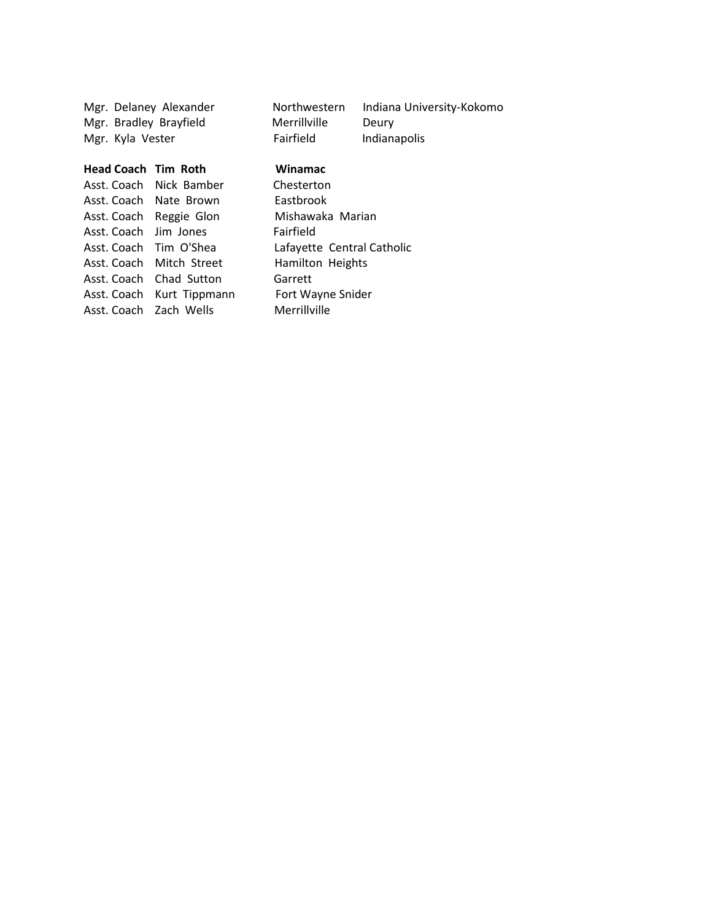| | | |
|---|---|---|
| Mgr. Delaney Alexander | Northwestern | Indiana University-Kokomo |
| Mgr. Bradley Brayfield | Merrillville | Deury |
| Mgr. Kyla Vester | Fairfield | Indianapolis |

| | |
|---|---|
| **Head Coach Tim Roth** | **Winamac** |
| Asst. Coach Nick Bamber | Chesterton |
| Asst. Coach Nate Brown | Eastbrook |
| Asst. Coach Reggie Glon | Mishawaka Marian |
| Asst. Coach Jim Jones | Fairfield |
| Asst. Coach Tim O'Shea | Lafayette Central Catholic |
| Asst. Coach Mitch Street | Hamilton Heights |
| Asst. Coach Chad Sutton | Garrett |
| Asst. Coach Kurt Tippmann | Fort Wayne Snider |
| Asst. Coach Zach Wells | Merrillville |